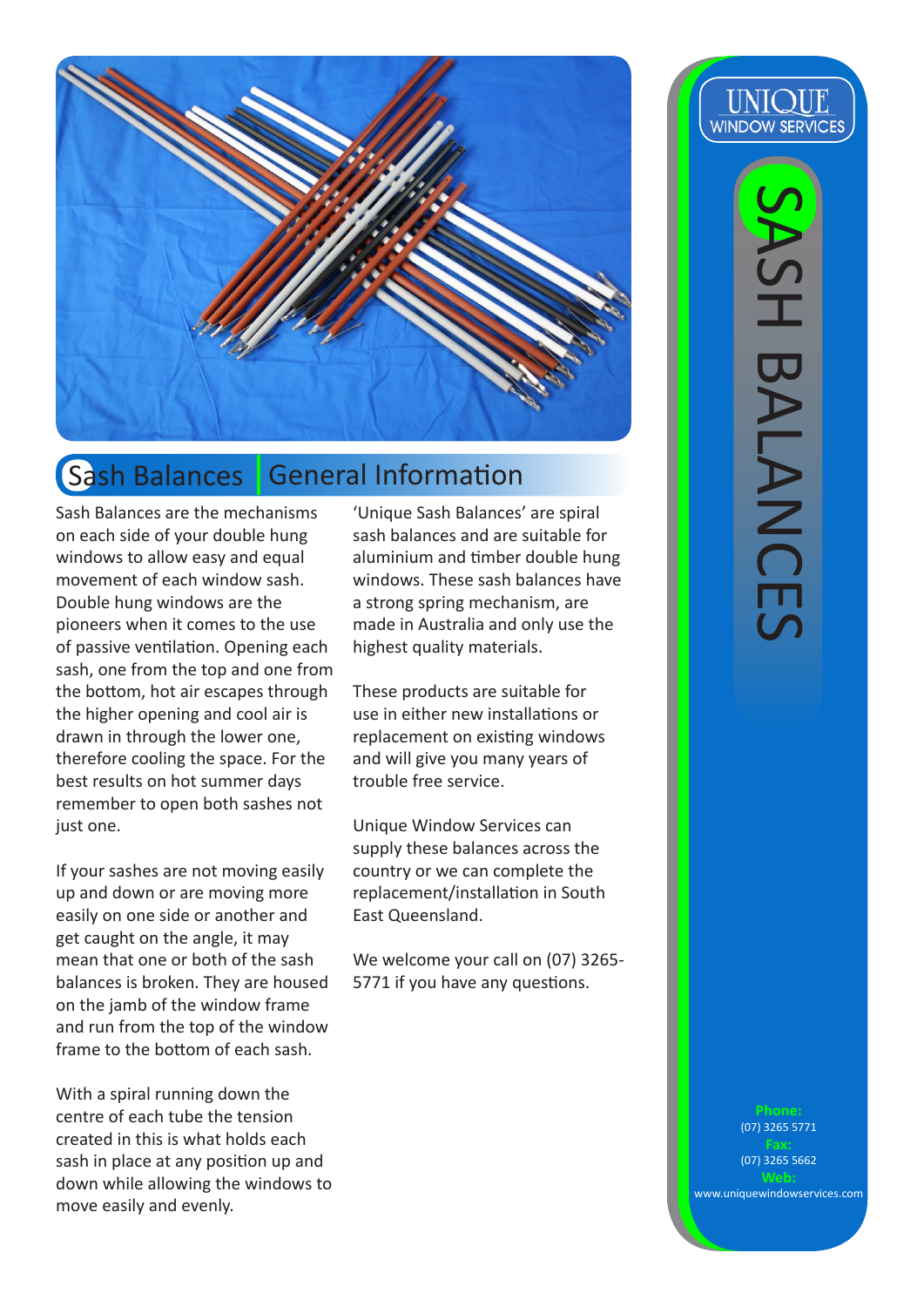# SASH BALANCES

UNIQUE WINDOW SERVICES

## Sash Balances | General Information

Sash Balances are the mechanisms on each side of your double hung windows to allow easy and equal movement of each window sash. Double hung windows are the pioneers when it comes to the use of passive ventilation. Opening each sash, one from the top and one from the bottom, hot air escapes through the higher opening and cool air is drawn in through the lower one, therefore cooling the space. For the best results on hot summer days remember to open both sashes not just one.

If your sashes are not moving easily up and down or are moving more easily on one side or another and get caught on the angle, it may mean that one or both of the sash balances is broken. They are housed on the jamb of the window frame and run from the top of the window frame to the bottom of each sash.

With a spiral running down the centre of each tube the tension created in this is what holds each sash in place at any position up and down while allowing the windows to move easily and evenly.

'Unique Sash Balances' are spiral sash balances and are suitable for aluminium and timber double hung windows. These sash balances have a strong spring mechanism, are made in Australia and only use the highest quality materials.

These products are suitable for use in either new installations or replacement on existing windows and will give you many years of trouble free service.

Unique Window Services can supply these balances across the country or we can complete the replacement/installation in South East Queensland.

We welcome your call on (07) 3265-5771 if you have any questions.

**Phone:**
(07) 3265 5771
**Fax:**
(07) 3265 5662
**Web:**
www.uniquewindowservices.com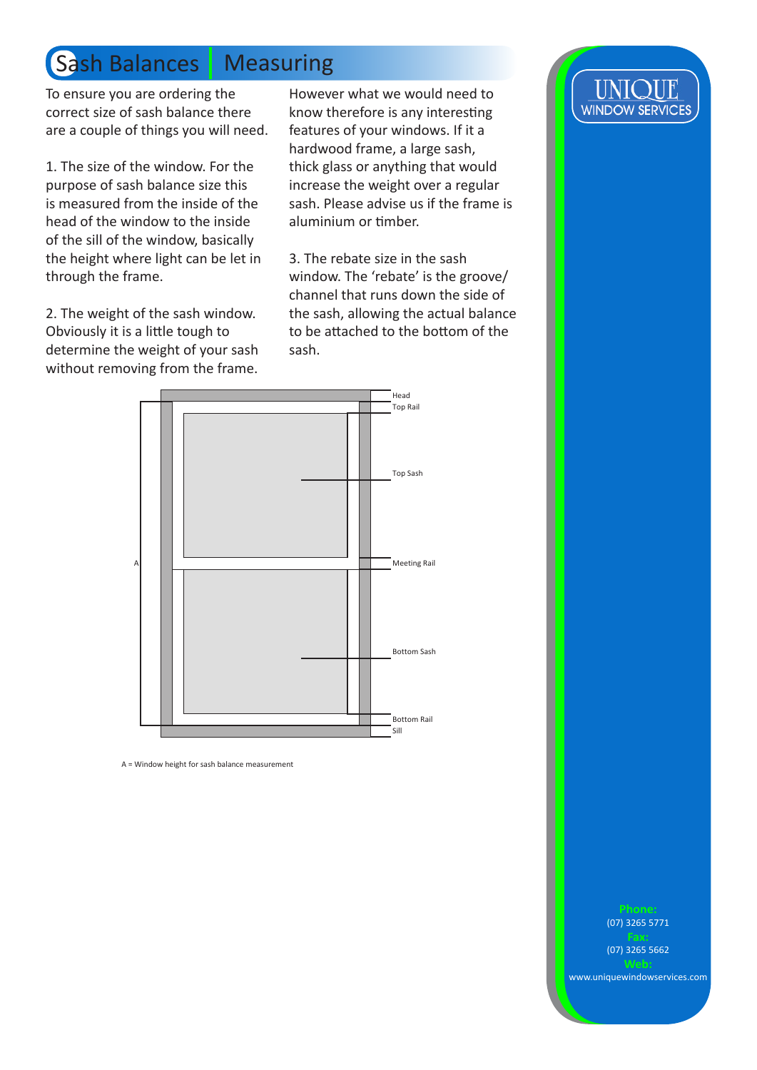# Sash Balances | Measuring

To ensure you are ordering the correct size of sash balance there are a couple of things you will need.

1. The size of the window. For the purpose of sash balance size this is measured from the inside of the head of the window to the inside of the sill of the window, basically the height where light can be let in through the frame.

2. The weight of the sash window. Obviously it is a little tough to determine the weight of your sash without removing from the frame. However what we would need to know therefore is any interesting features of your windows. If it a hardwood frame, a large sash, thick glass or anything that would increase the weight over a regular sash. Please advise us if the frame is aluminium or timber.

3. The rebate size in the sash window. The 'rebate' is the groove/ channel that runs down the side of the sash, allowing the actual balance to be attached to the bottom of the sash.

Head

Top Rail

Top Sash

A

Meeting Rail

Bottom Sash

Bottom Rail

Sill

A = Window height for sash balance measurement

UNIQUE WINDOW SERVICES

**Phone:**
(07) 3265 5771

**Fax:**
(07) 3265 5662

**Web:**
www.uniquewindowservices.com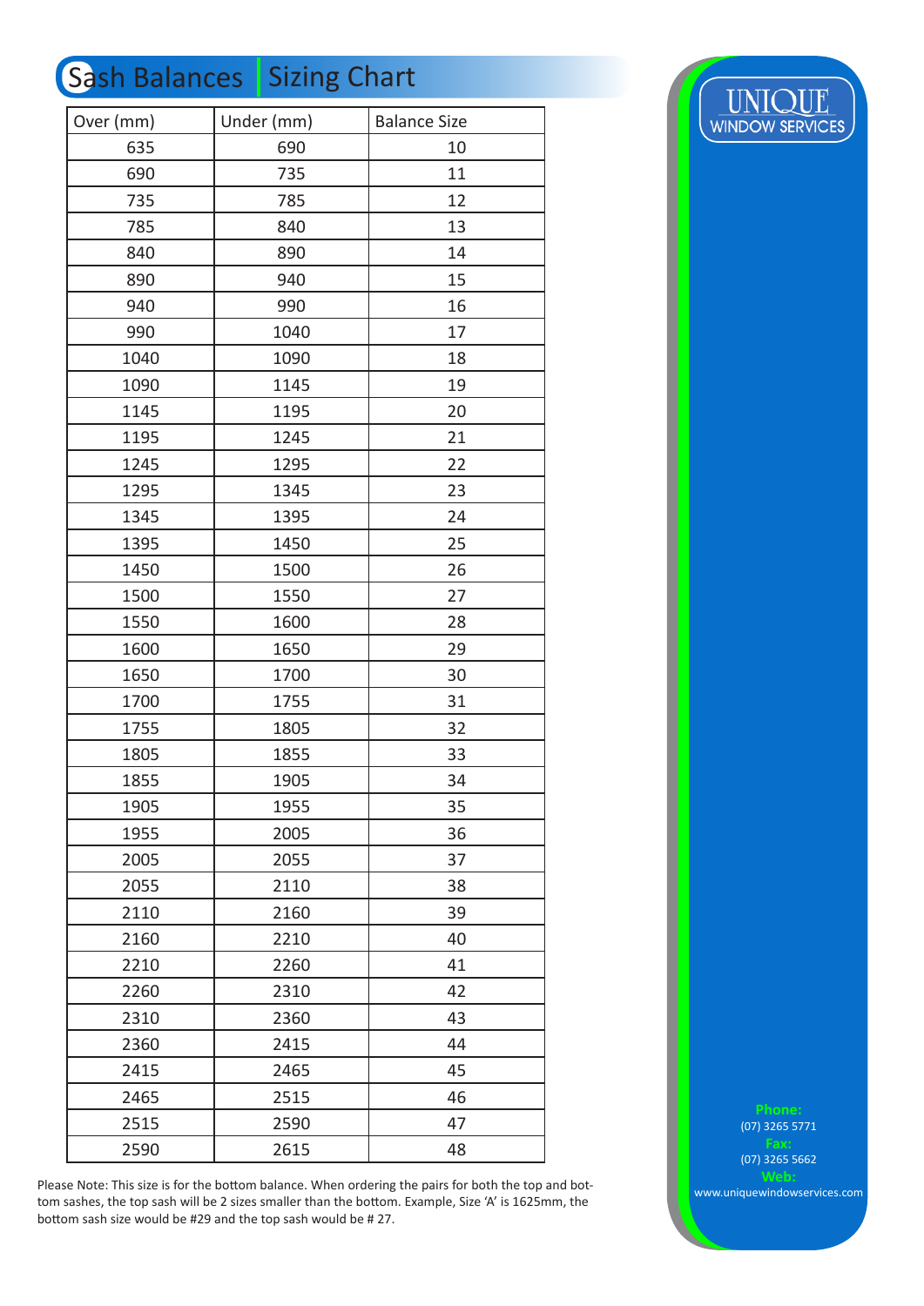# Sash Balances | Sizing Chart

| Over (mm) | Under (mm) | Balance Size |
|---|---|---|
| 635 | 690 | 10 |
| 690 | 735 | 11 |
| 735 | 785 | 12 |
| 785 | 840 | 13 |
| 840 | 890 | 14 |
| 890 | 940 | 15 |
| 940 | 990 | 16 |
| 990 | 1040 | 17 |
| 1040 | 1090 | 18 |
| 1090 | 1145 | 19 |
| 1145 | 1195 | 20 |
| 1195 | 1245 | 21 |
| 1245 | 1295 | 22 |
| 1295 | 1345 | 23 |
| 1345 | 1395 | 24 |
| 1395 | 1450 | 25 |
| 1450 | 1500 | 26 |
| 1500 | 1550 | 27 |
| 1550 | 1600 | 28 |
| 1600 | 1650 | 29 |
| 1650 | 1700 | 30 |
| 1700 | 1755 | 31 |
| 1755 | 1805 | 32 |
| 1805 | 1855 | 33 |
| 1855 | 1905 | 34 |
| 1905 | 1955 | 35 |
| 1955 | 2005 | 36 |
| 2005 | 2055 | 37 |
| 2055 | 2110 | 38 |
| 2110 | 2160 | 39 |
| 2160 | 2210 | 40 |
| 2210 | 2260 | 41 |
| 2260 | 2310 | 42 |
| 2310 | 2360 | 43 |
| 2360 | 2415 | 44 |
| 2415 | 2465 | 45 |
| 2465 | 2515 | 46 |
| 2515 | 2590 | 47 |
| 2590 | 2615 | 48 |

Please Note: This size is for the bottom balance. When ordering the pairs for both the top and bottom sashes, the top sash will be 2 sizes smaller than the bottom. Example, Size 'A' is 1625mm, the bottom sash size would be #29 and the top sash would be # 27.

UNIQUE WINDOW SERVICES

**Phone:**
(07) 3265 5771

**Fax:**
(07) 3265 5662

**Web:**
www.uniquewindowservices.com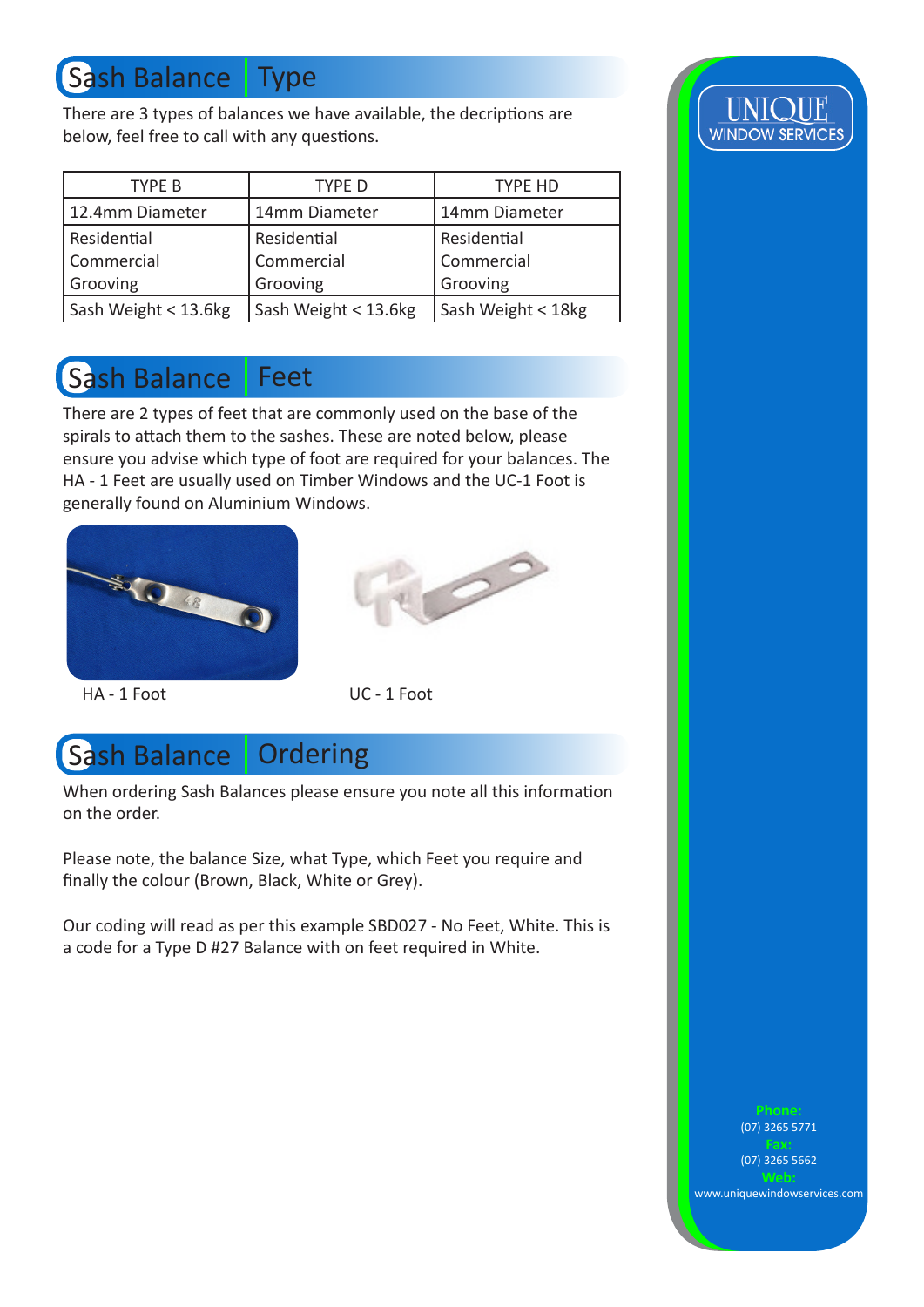## Sash Balance | Type

There are 3 types of balances we have available, the decriptions are below, feel free to call with any questions.

| TYPE B | TYPE D | TYPE HD |
|---|---|---|
| 12.4mm Diameter | 14mm Diameter | 14mm Diameter |
| Residential Commercial Grooving | Residential Commercial Grooving | Residential Commercial Grooving |
| Sash Weight < 13.6kg | Sash Weight < 13.6kg | Sash Weight < 18kg |

## Sash Balance | Feet

There are 2 types of feet that are commonly used on the base of the spirals to attach them to the sashes. These are noted below, please ensure you advise which type of foot are required for your balances. The HA - 1 Feet are usually used on Timber Windows and the UC-1 Foot is generally found on Aluminium Windows.

HA - 1 Foot

UC - 1 Foot

## Sash Balance | Ordering

When ordering Sash Balances please ensure you note all this information on the order.

Please note, the balance Size, what Type, which Feet you require and finally the colour (Brown, Black, White or Grey).

Our coding will read as per this example SBD027 - No Feet, White. This is a code for a Type D #27 Balance with on feet required in White.

UNIQUE WINDOW SERVICES

**Phone:** (07) 3265 5771
**Fax:** (07) 3265 5662
**Web:** www.uniquewindowservices.com